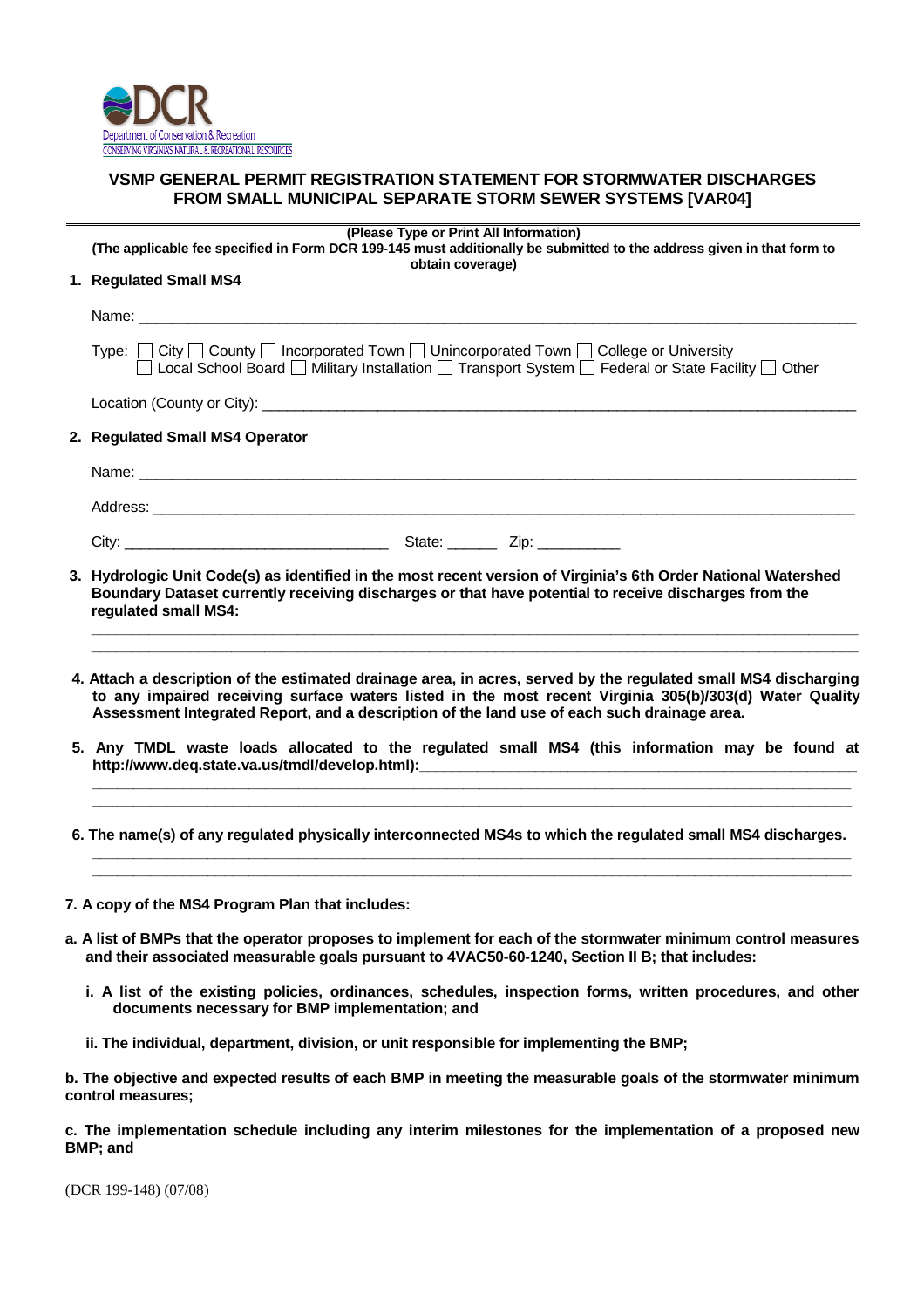DCR
Department of Conservation & Recreation
CONSERVING VIRGINIA'S NATURAL & RECREATIONAL RESOURCES

# VSMP GENERAL PERMIT REGISTRATION STATEMENT FOR STORMWATER DISCHARGES FROM SMALL MUNICIPAL SEPARATE STORM SEWER SYSTEMS [VAR04]

**(Please Type or Print All Information)**
**(The applicable fee specified in Form DCR 199-145 must additionally be submitted to the address given in that form to obtain coverage)**

**1. Regulated Small MS4**

Name: ____________________________________________________________

Type: ☐ City ☐ County ☐ Incorporated Town ☐ Unincorporated Town ☐ College or University
☐ Local School Board ☐ Military Installation ☐ Transport System ☐ Federal or State Facility ☐ Other

Location (County or City): ____________________________________________________________

**2. Regulated Small MS4 Operator**

Name: ____________________________________________________________

Address: ____________________________________________________________

City: ______________________ State: ______ Zip: __________

**3. Hydrologic Unit Code(s) as identified in the most recent version of Virginia's 6th Order National Watershed Boundary Dataset currently receiving discharges or that have potential to receive discharges from the regulated small MS4:**

____________________________________________________________

____________________________________________________________

**4. Attach a description of the estimated drainage area, in acres, served by the regulated small MS4 discharging to any impaired receiving surface waters listed in the most recent Virginia 305(b)/303(d) Water Quality Assessment Integrated Report, and a description of the land use of each such drainage area.**

**5. Any TMDL waste loads allocated to the regulated small MS4 (this information may be found at http://www.deq.state.va.us/tmdl/develop.html):**______________________________

____________________________________________________________

____________________________________________________________

**6. The name(s) of any regulated physically interconnected MS4s to which the regulated small MS4 discharges.**

____________________________________________________________

____________________________________________________________

**7. A copy of the MS4 Program Plan that includes:**

**a. A list of BMPs that the operator proposes to implement for each of the stormwater minimum control measures and their associated measurable goals pursuant to 4VAC50-60-1240, Section II B; that includes:**

**i. A list of the existing policies, ordinances, schedules, inspection forms, written procedures, and other documents necessary for BMP implementation; and**

**ii. The individual, department, division, or unit responsible for implementing the BMP;**

**b. The objective and expected results of each BMP in meeting the measurable goals of the stormwater minimum control measures;**

**c. The implementation schedule including any interim milestones for the implementation of a proposed new BMP; and**

(DCR 199-148) (07/08)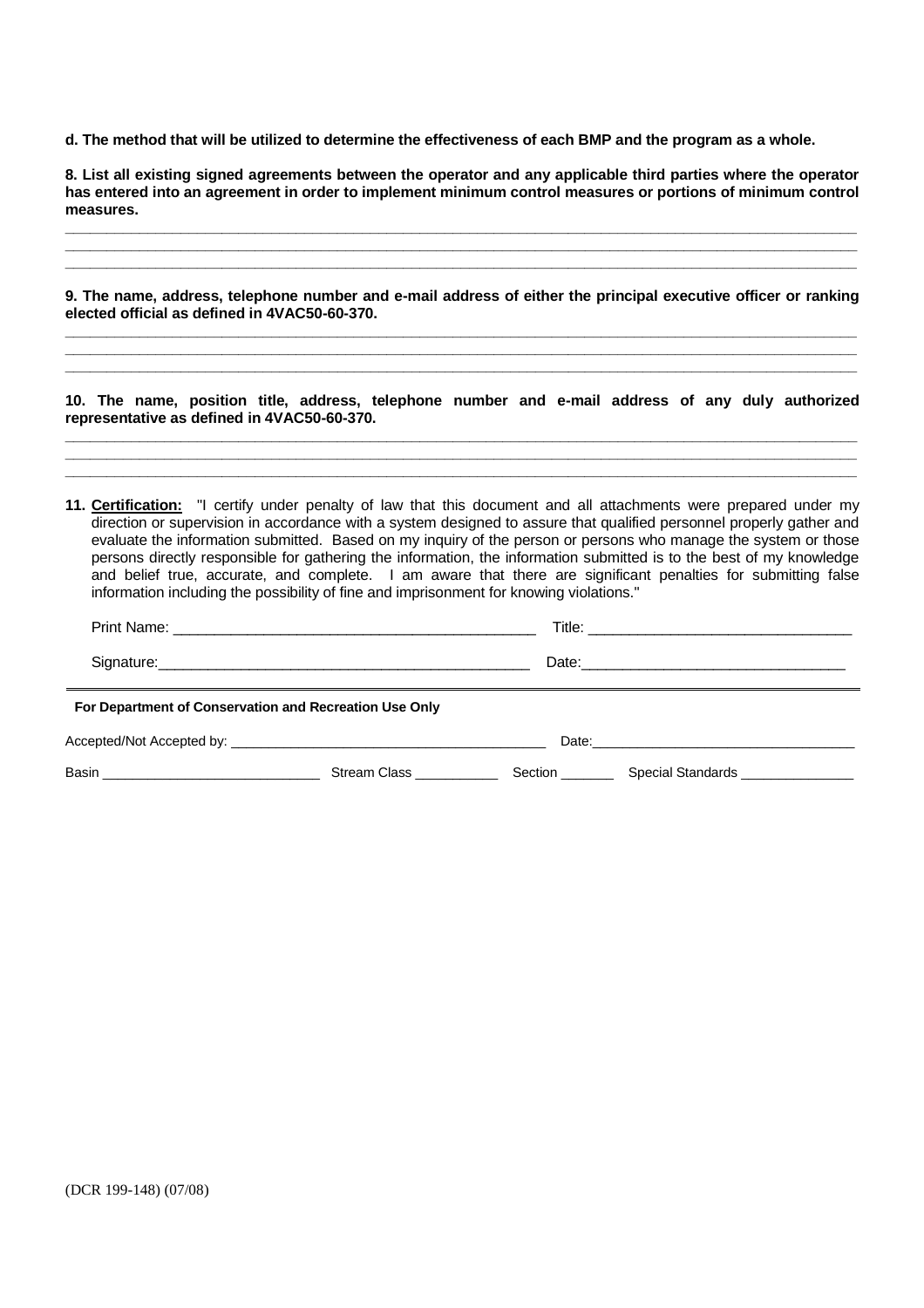**d. The method that will be utilized to determine the effectiveness of each BMP and the program as a whole.**

**8. List all existing signed agreements between the operator and any applicable third parties where the operator has entered into an agreement in order to implement minimum control measures or portions of minimum control measures.**

\_\_\_\_\_\_\_\_\_\_\_\_\_\_\_\_\_\_\_\_\_\_\_\_\_\_\_\_\_\_\_\_\_\_\_\_\_\_\_\_\_\_\_\_\_\_\_\_\_\_\_\_\_\_\_\_\_\_\_\_\_\_\_\_\_\_\_\_\_\_\_\_\_\_\_\_\_\_

\_\_\_\_\_\_\_\_\_\_\_\_\_\_\_\_\_\_\_\_\_\_\_\_\_\_\_\_\_\_\_\_\_\_\_\_\_\_\_\_\_\_\_\_\_\_\_\_\_\_\_\_\_\_\_\_\_\_\_\_\_\_\_\_\_\_\_\_\_\_\_\_\_\_\_\_\_\_

\_\_\_\_\_\_\_\_\_\_\_\_\_\_\_\_\_\_\_\_\_\_\_\_\_\_\_\_\_\_\_\_\_\_\_\_\_\_\_\_\_\_\_\_\_\_\_\_\_\_\_\_\_\_\_\_\_\_\_\_\_\_\_\_\_\_\_\_\_\_\_\_\_\_\_\_\_\_

**9. The name, address, telephone number and e-mail address of either the principal executive officer or ranking elected official as defined in 4VAC50-60-370.**

\_\_\_\_\_\_\_\_\_\_\_\_\_\_\_\_\_\_\_\_\_\_\_\_\_\_\_\_\_\_\_\_\_\_\_\_\_\_\_\_\_\_\_\_\_\_\_\_\_\_\_\_\_\_\_\_\_\_\_\_\_\_\_\_\_\_\_\_\_\_\_\_\_\_\_\_\_\_

\_\_\_\_\_\_\_\_\_\_\_\_\_\_\_\_\_\_\_\_\_\_\_\_\_\_\_\_\_\_\_\_\_\_\_\_\_\_\_\_\_\_\_\_\_\_\_\_\_\_\_\_\_\_\_\_\_\_\_\_\_\_\_\_\_\_\_\_\_\_\_\_\_\_\_\_\_\_

\_\_\_\_\_\_\_\_\_\_\_\_\_\_\_\_\_\_\_\_\_\_\_\_\_\_\_\_\_\_\_\_\_\_\_\_\_\_\_\_\_\_\_\_\_\_\_\_\_\_\_\_\_\_\_\_\_\_\_\_\_\_\_\_\_\_\_\_\_\_\_\_\_\_\_\_\_\_

**10. The name, position title, address, telephone number and e-mail address of any duly authorized representative as defined in 4VAC50-60-370.**

\_\_\_\_\_\_\_\_\_\_\_\_\_\_\_\_\_\_\_\_\_\_\_\_\_\_\_\_\_\_\_\_\_\_\_\_\_\_\_\_\_\_\_\_\_\_\_\_\_\_\_\_\_\_\_\_\_\_\_\_\_\_\_\_\_\_\_\_\_\_\_\_\_\_\_\_\_\_

\_\_\_\_\_\_\_\_\_\_\_\_\_\_\_\_\_\_\_\_\_\_\_\_\_\_\_\_\_\_\_\_\_\_\_\_\_\_\_\_\_\_\_\_\_\_\_\_\_\_\_\_\_\_\_\_\_\_\_\_\_\_\_\_\_\_\_\_\_\_\_\_\_\_\_\_\_\_

\_\_\_\_\_\_\_\_\_\_\_\_\_\_\_\_\_\_\_\_\_\_\_\_\_\_\_\_\_\_\_\_\_\_\_\_\_\_\_\_\_\_\_\_\_\_\_\_\_\_\_\_\_\_\_\_\_\_\_\_\_\_\_\_\_\_\_\_\_\_\_\_\_\_\_\_\_\_

**11. Certification:** "I certify under penalty of law that this document and all attachments were prepared under my direction or supervision in accordance with a system designed to assure that qualified personnel properly gather and evaluate the information submitted. Based on my inquiry of the person or persons who manage the system or those persons directly responsible for gathering the information, the information submitted is to the best of my knowledge and belief true, accurate, and complete. I am aware that there are significant penalties for submitting false information including the possibility of fine and imprisonment for knowing violations."

Print Name: \_\_\_\_\_\_\_\_\_\_\_\_\_\_\_\_\_\_\_\_\_\_\_\_\_\_\_\_\_\_\_\_\_\_\_\_\_\_\_\_ Title: \_\_\_\_\_\_\_\_\_\_\_\_\_\_\_\_\_\_\_\_\_\_\_\_\_\_\_\_\_\_

Signature: \_\_\_\_\_\_\_\_\_\_\_\_\_\_\_\_\_\_\_\_\_\_\_\_\_\_\_\_\_\_\_\_\_\_\_\_\_\_\_\_\_ Date: \_\_\_\_\_\_\_\_\_\_\_\_\_\_\_\_\_\_\_\_\_\_\_\_\_\_\_\_\_\_

**For Department of Conservation and Recreation Use Only**

Accepted/Not Accepted by: \_\_\_\_\_\_\_\_\_\_\_\_\_\_\_\_\_\_\_\_\_\_\_\_\_\_\_\_\_\_\_\_\_\_\_\_\_\_ Date: \_\_\_\_\_\_\_\_\_\_\_\_\_\_\_\_\_\_\_\_\_\_\_\_\_\_\_\_\_\_\_\_

Basin \_\_\_\_\_\_\_\_\_\_\_\_\_\_\_\_\_\_\_\_\_\_\_\_\_\_ Stream Class \_\_\_\_\_\_\_\_\_\_ Section \_\_\_\_\_\_ Special Standards \_\_\_\_\_\_\_\_\_\_\_\_\_\_

(DCR 199-148) (07/08)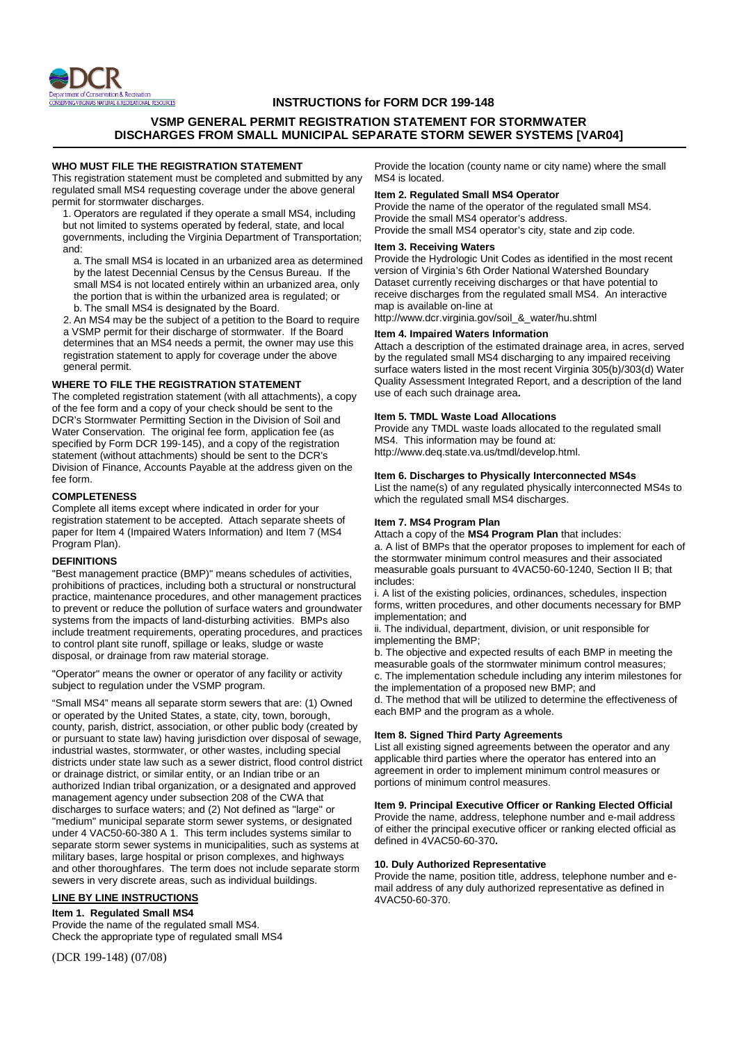# INSTRUCTIONS for FORM DCR 199-148

## VSMP GENERAL PERMIT REGISTRATION STATEMENT FOR STORMWATER DISCHARGES FROM SMALL MUNICIPAL SEPARATE STORM SEWER SYSTEMS [VAR04]

### WHO MUST FILE THE REGISTRATION STATEMENT

This registration statement must be completed and submitted by any regulated small MS4 requesting coverage under the above general permit for stormwater discharges.

1. Operators are regulated if they operate a small MS4, including but not limited to systems operated by federal, state, and local governments, including the Virginia Department of Transportation; and:

   a. The small MS4 is located in an urbanized area as determined by the latest Decennial Census by the Census Bureau. If the small MS4 is not located entirely within an urbanized area, only the portion that is within the urbanized area is regulated; or

   b. The small MS4 is designated by the Board.

2. An MS4 may be the subject of a petition to the Board to require a VSMP permit for their discharge of stormwater. If the Board determines that an MS4 needs a permit, the owner may use this registration statement to apply for coverage under the above general permit.

### WHERE TO FILE THE REGISTRATION STATEMENT

The completed registration statement (with all attachments), a copy of the fee form and a copy of your check should be sent to the DCR's Stormwater Permitting Section in the Division of Soil and Water Conservation. The original fee form, application fee (as specified by Form DCR 199-145), and a copy of the registration statement (without attachments) should be sent to the DCR's Division of Finance, Accounts Payable at the address given on the fee form.

### COMPLETENESS

Complete all items except where indicated in order for your registration statement to be accepted. Attach separate sheets of paper for Item 4 (Impaired Waters Information) and Item 7 (MS4 Program Plan).

### DEFINITIONS

"Best management practice (BMP)" means schedules of activities, prohibitions of practices, including both a structural or nonstructural practice, maintenance procedures, and other management practices to prevent or reduce the pollution of surface waters and groundwater systems from the impacts of land-disturbing activities. BMPs also include treatment requirements, operating procedures, and practices to control plant site runoff, spillage or leaks, sludge or waste disposal, or drainage from raw material storage.

"Operator" means the owner or operator of any facility or activity subject to regulation under the VSMP program.

"Small MS4" means all separate storm sewers that are: (1) Owned or operated by the United States, a state, city, town, borough, county, parish, district, association, or other public body (created by or pursuant to state law) having jurisdiction over disposal of sewage, industrial wastes, stormwater, or other wastes, including special districts under state law such as a sewer district, flood control district or drainage district, or similar entity, or an Indian tribe or an authorized Indian tribal organization, or a designated and approved management agency under subsection 208 of the CWA that discharges to surface waters; and (2) Not defined as "large" or "medium" municipal separate storm sewer systems, or designated under 4 VAC50-60-380 A 1. This term includes systems similar to separate storm sewer systems in municipalities, such as systems at military bases, large hospital or prison complexes, and highways and other thoroughfares. The term does not include separate storm sewers in very discrete areas, such as individual buildings.

### LINE BY LINE INSTRUCTIONS

**Item 1. Regulated Small MS4**

Provide the name of the regulated small MS4.
Check the appropriate type of regulated small MS4
Provide the location (county name or city name) where the small MS4 is located.

**Item 2. Regulated Small MS4 Operator**

Provide the name of the operator of the regulated small MS4.
Provide the small MS4 operator's address.
Provide the small MS4 operator's city, state and zip code.

**Item 3. Receiving Waters**

Provide the Hydrologic Unit Codes as identified in the most recent version of Virginia's 6th Order National Watershed Boundary Dataset currently receiving discharges or that have potential to receive discharges from the regulated small MS4. An interactive map is available on-line at
http://www.dcr.virginia.gov/soil_&_water/hu.shtml

**Item 4. Impaired Waters Information**

Attach a description of the estimated drainage area, in acres, served by the regulated small MS4 discharging to any impaired receiving surface waters listed in the most recent Virginia 305(b)/303(d) Water Quality Assessment Integrated Report, and a description of the land use of each such drainage area.

**Item 5. TMDL Waste Load Allocations**

Provide any TMDL waste loads allocated to the regulated small MS4. This information may be found at:
http://www.deq.state.va.us/tmdl/develop.html.

**Item 6. Discharges to Physically Interconnected MS4s**

List the name(s) of any regulated physically interconnected MS4s to which the regulated small MS4 discharges.

**Item 7. MS4 Program Plan**

Attach a copy of the **MS4 Program Plan** that includes:

a. A list of BMPs that the operator proposes to implement for each of the stormwater minimum control measures and their associated measurable goals pursuant to 4VAC50-60-1240, Section II B; that includes:

i. A list of the existing policies, ordinances, schedules, inspection forms, written procedures, and other documents necessary for BMP implementation; and

ii. The individual, department, division, or unit responsible for implementing the BMP;

b. The objective and expected results of each BMP in meeting the measurable goals of the stormwater minimum control measures;

c. The implementation schedule including any interim milestones for the implementation of a proposed new BMP; and

d. The method that will be utilized to determine the effectiveness of each BMP and the program as a whole.

**Item 8. Signed Third Party Agreements**

List all existing signed agreements between the operator and any applicable third parties where the operator has entered into an agreement in order to implement minimum control measures or portions of minimum control measures.

**Item 9. Principal Executive Officer or Ranking Elected Official**

Provide the name, address, telephone number and e-mail address of either the principal executive officer or ranking elected official as defined in 4VAC50-60-370**.**

**10. Duly Authorized Representative**

Provide the name, position title, address, telephone number and e-mail address of any duly authorized representative as defined in 4VAC50-60-370.

(DCR 199-148) (07/08)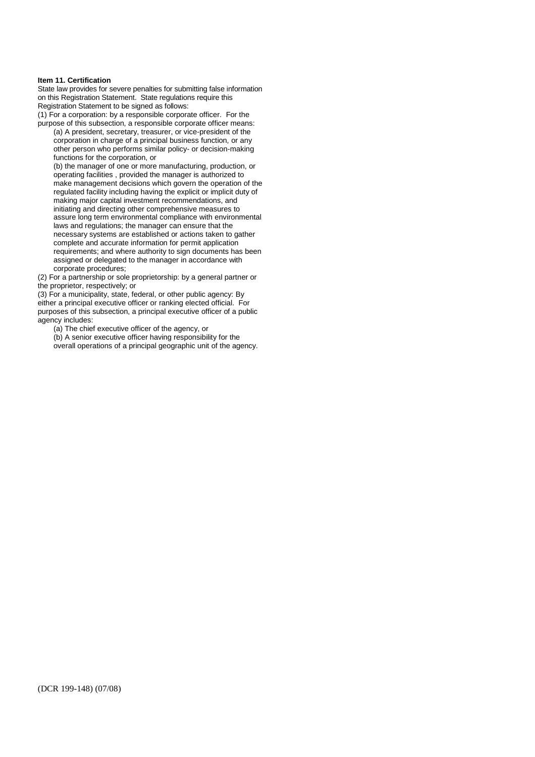**Item 11. Certification**

State law provides for severe penalties for submitting false information on this Registration Statement. State regulations require this Registration Statement to be signed as follows:

(1) For a corporation: by a responsible corporate officer. For the purpose of this subsection, a responsible corporate officer means:

(a) A president, secretary, treasurer, or vice-president of the corporation in charge of a principal business function, or any other person who performs similar policy- or decision-making functions for the corporation, or

(b) the manager of one or more manufacturing, production, or operating facilities , provided the manager is authorized to make management decisions which govern the operation of the regulated facility including having the explicit or implicit duty of making major capital investment recommendations, and initiating and directing other comprehensive measures to assure long term environmental compliance with environmental laws and regulations; the manager can ensure that the necessary systems are established or actions taken to gather complete and accurate information for permit application requirements; and where authority to sign documents has been assigned or delegated to the manager in accordance with corporate procedures;

(2) For a partnership or sole proprietorship: by a general partner or the proprietor, respectively; or

(3) For a municipality, state, federal, or other public agency: By either a principal executive officer or ranking elected official. For purposes of this subsection, a principal executive officer of a public agency includes:

(a) The chief executive officer of the agency, or

(b) A senior executive officer having responsibility for the overall operations of a principal geographic unit of the agency.

(DCR 199-148) (07/08)